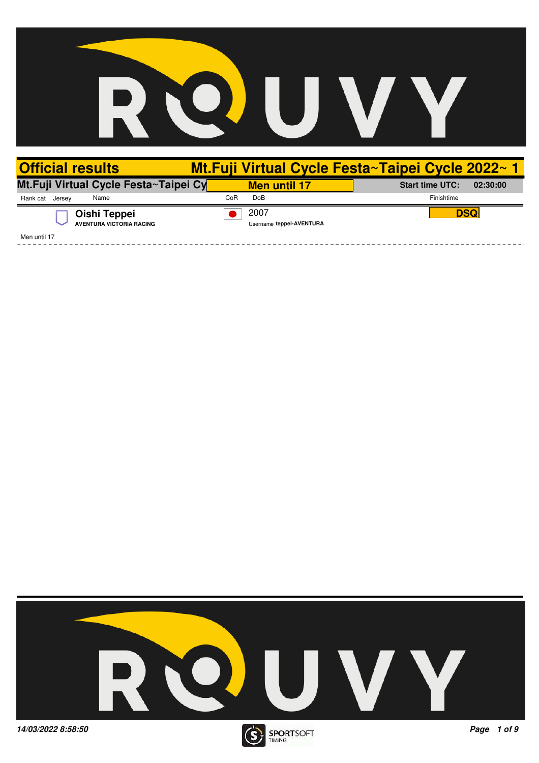# Official results

## Mt.Fuji Virtual Cycle Festa~Taipei Cycle 2022~ 1

**Mt.Fuji Virtual Cycle Festa~Taipei Cy** | **Men until 17** | **Start time UTC: 02:30:00**

| Rank cat | Jersey | Name | CoR | DoB | Finishtime |
|---|---|---|---|---|---|
| | | **Oishi Teppei**<br>AVENTURA VICTORIA RACING | | 2007<br>Username **teppei-AVENTURA** | **DSQ** |

Men until 17

14/03/2022 8:58:50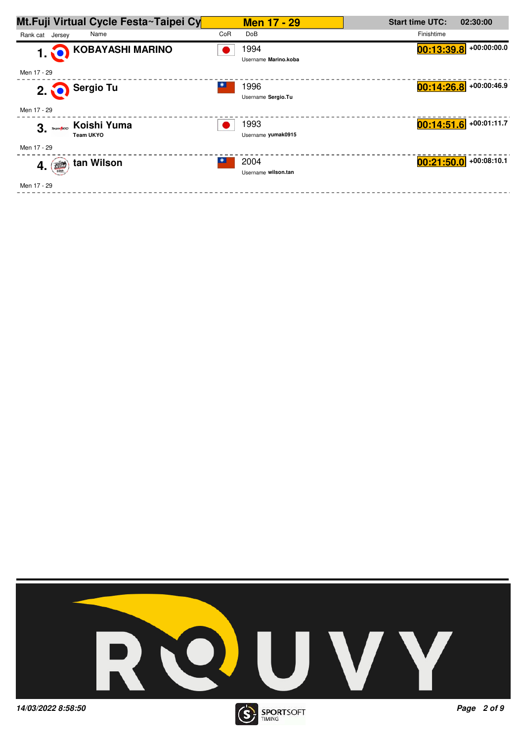# Mt.Fuji Virtual Cycle Festa~Taipei Cy

## Men 17 - 29

**Start time UTC:** 02:30:00

| Rank cat | Jersey | Name | CoR | DoB | Username | Finishtime | Gap |
|---|---|---|---|---|---|---|---|
| 1. | | **KOBAYASHI MARINO** | | 1994 | Marino.koba | 00:13:39.8 | +00:00:00.0 |
| Men 17 - 29 | | | | | | | |
| 2. | | **Sergio Tu** | | 1996 | Sergio.Tu | 00:14:26.8 | +00:00:46.9 |
| Men 17 - 29 | | | | | | | |
| 3. | | **Koishi Yuma** Team UKYO | | 1993 | yumak0915 | 00:14:51.6 | +00:01:11.7 |
| Men 17 - 29 | | | | | | | |
| 4. | | **tan Wilson** | | 2004 | wilson.tan | 00:21:50.0 | +00:08:10.1 |
| Men 17 - 29 | | | | | | | |

*14/03/2022 8:58:50*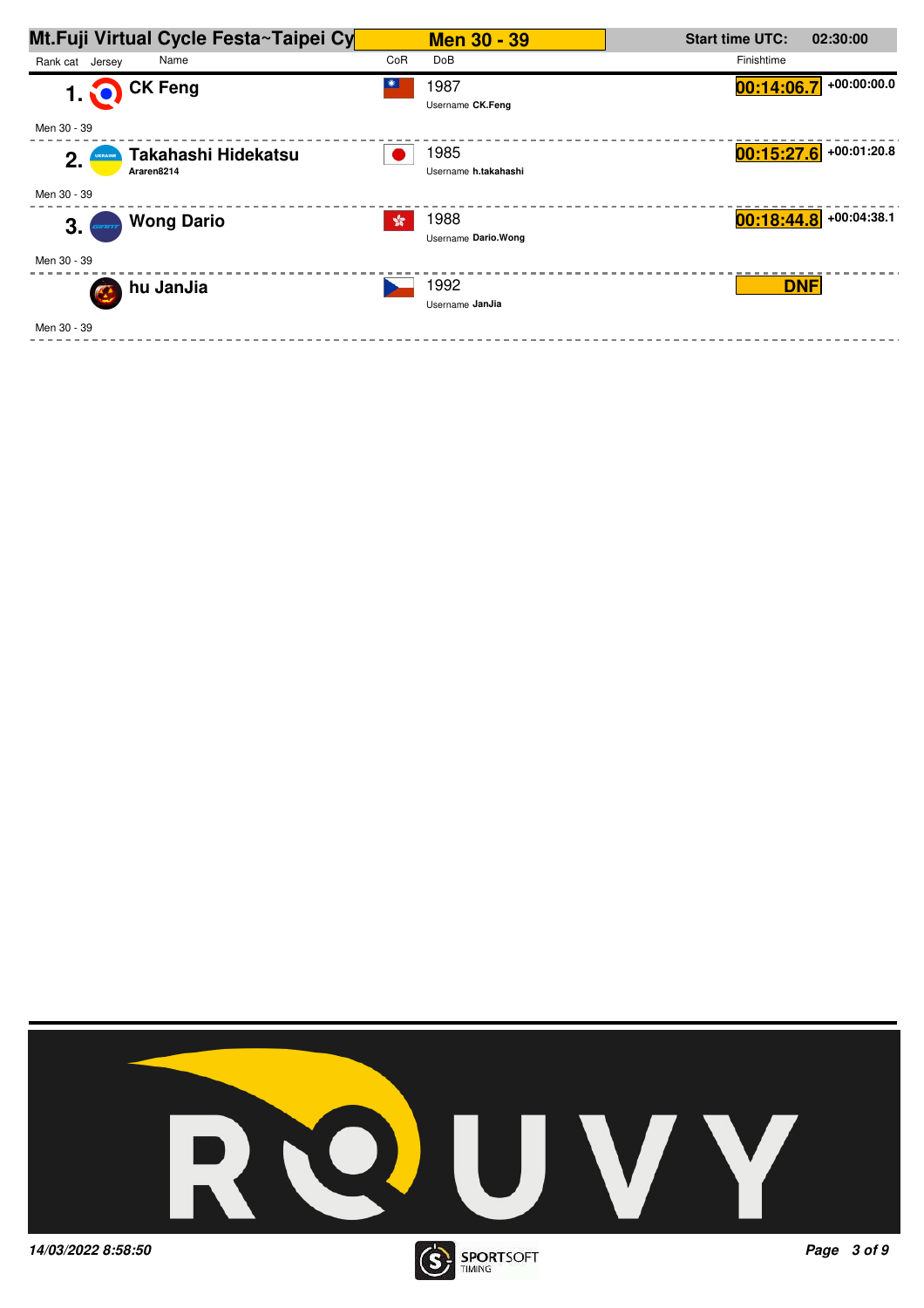# Mt.Fuji Virtual Cycle Festa~Taipei Cy

## Men 30 - 39

**Start time UTC:** 02:30:00

| Rank | cat | Jersey | Name | CoR | DoB | Username | Finishtime | Gap |
|---|---|---|---|---|---|---|---|---|
| 1. | Men 30 - 39 | | **CK Feng** | | 1987 | **CK.Feng** | 00:14:06.7 | +00:00:00.0 |
| 2. | Men 30 - 39 | | **Takahashi Hidekatsu** (Araren8214) | | 1985 | **h.takahashi** | 00:15:27.6 | +00:01:20.8 |
| 3. | Men 30 - 39 | | **Wong Dario** | | 1988 | **Dario.Wong** | 00:18:44.8 | +00:04:38.1 |
| | Men 30 - 39 | | **hu JanJia** | | 1992 | **JanJia** | DNF | |

14/03/2022 8:58:50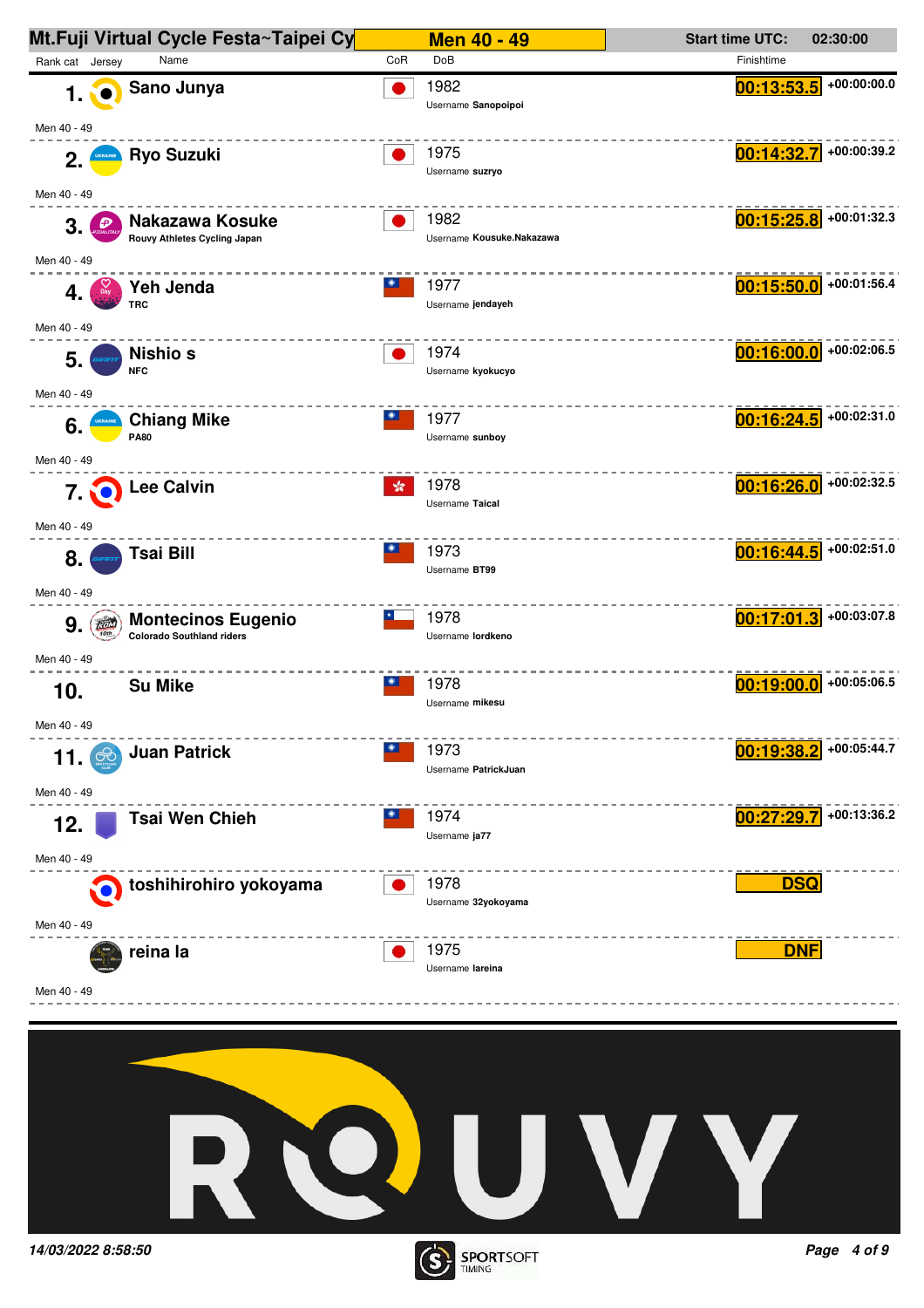# Mt.Fuji Virtual Cycle Festa~Taipei Cy

## Men 40 - 49

Start time UTC: 02:30:00

| Rank | Rank cat | Name | Team | CoR | DoB | Username | Finishtime | Gap |
|---|---|---|---|---|---|---|---|---|
| 1. | Men 40 - 49 | Sano Junya | | JPN | 1982 | Sanopoipoi | 00:13:53.5 | +00:00:00.0 |
| 2. | Men 40 - 49 | Ryo Suzuki | | JPN | 1975 | suzryo | 00:14:32.7 | +00:00:39.2 |
| 3. | Men 40 - 49 | Nakazawa Kosuke | Rouvy Athletes Cycling Japan | JPN | 1982 | Kousuke.Nakazawa | 00:15:25.8 | +00:01:32.3 |
| 4. | Men 40 - 49 | Yeh Jenda | TRC | TPE | 1977 | jendayeh | 00:15:50.0 | +00:01:56.4 |
| 5. | Men 40 - 49 | Nishio s | NFC | JPN | 1974 | kyokucyo | 00:16:00.0 | +00:02:06.5 |
| 6. | Men 40 - 49 | Chiang Mike | PA80 | TPE | 1977 | sunboy | 00:16:24.5 | +00:02:31.0 |
| 7. | Men 40 - 49 | Lee Calvin | | HKG | 1978 | Taical | 00:16:26.0 | +00:02:32.5 |
| 8. | Men 40 - 49 | Tsai Bill | | TPE | 1973 | BT99 | 00:16:44.5 | +00:02:51.0 |
| 9. | Men 40 - 49 | Montecinos Eugenio | Colorado Southland riders | CHI | 1978 | lordkeno | 00:17:01.3 | +00:03:07.8 |
| 10. | Men 40 - 49 | Su Mike | | TPE | 1978 | mikesu | 00:19:00.0 | +00:05:06.5 |
| 11. | Men 40 - 49 | Juan Patrick | | TPE | 1973 | PatrickJuan | 00:19:38.2 | +00:05:44.7 |
| 12. | Men 40 - 49 | Tsai Wen Chieh | | TPE | 1974 | ja77 | 00:27:29.7 | +00:13:36.2 |
| | Men 40 - 49 | toshihirohiro yokoyama | | JPN | 1978 | 32yokoyama | DSQ | |
| | Men 40 - 49 | reina la | | JPN | 1975 | lareina | DNF | |

14/03/2022 8:58:50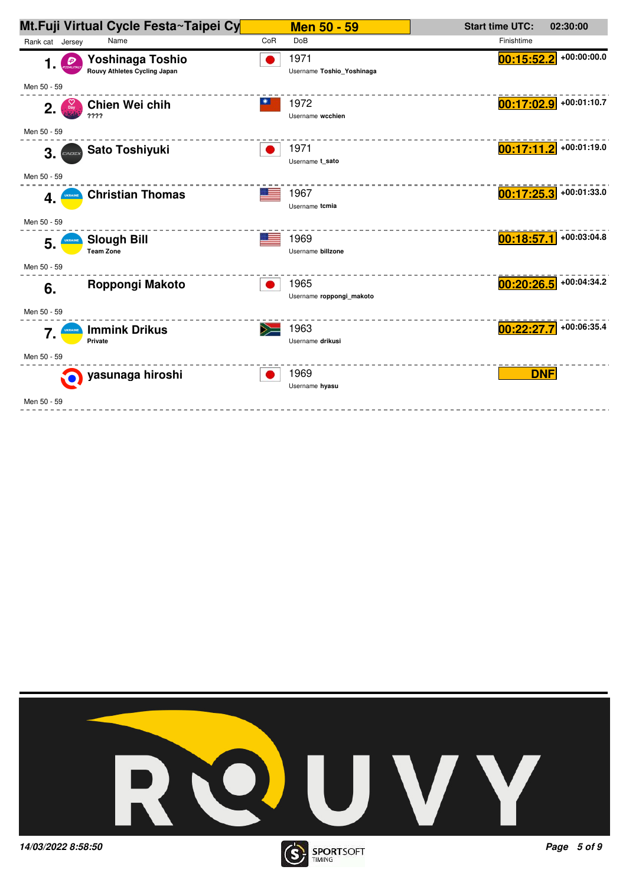# Mt.Fuji Virtual Cycle Festa~Taipei Cy

**Men 50 - 59**

**Start time UTC: 02:30:00**

| Rank cat | Jersey | Name | CoR | DoB | Finishtime | |
|---|---|---|---|---|---|---|
| 1. | | **Yoshinaga Toshio**<br>Rouvy Athletes Cycling Japan | JPN | 1971<br>Username Toshio_Yoshinaga | 00:15:52.2 | +00:00:00.0 |
| Men 50 - 59 | | | | | | |
| 2. | | **Chien Wei chih**<br>???? | TPE | 1972<br>Username wcchien | 00:17:02.9 | +00:01:10.7 |
| Men 50 - 59 | | | | | | |
| 3. | | **Sato Toshiyuki** | JPN | 1971<br>Username t_sato | 00:17:11.2 | +00:01:19.0 |
| Men 50 - 59 | | | | | | |
| 4. | | **Christian Thomas** | USA | 1967<br>Username tcmia | 00:17:25.3 | +00:01:33.0 |
| Men 50 - 59 | | | | | | |
| 5. | | **Slough Bill**<br>Team Zone | USA | 1969<br>Username billzone | 00:18:57.1 | +00:03:04.8 |
| Men 50 - 59 | | | | | | |
| 6. | | **Roppongi Makoto** | JPN | 1965<br>Username roppongi_makoto | 00:20:26.5 | +00:04:34.2 |
| Men 50 - 59 | | | | | | |
| 7. | | **Immink Drikus**<br>Private | RSA | 1963<br>Username drikusi | 00:22:27.7 | +00:06:35.4 |
| Men 50 - 59 | | | | | | |
| | | **yasunaga hiroshi** | JPN | 1969<br>Username hyasu | DNF | |
| Men 50 - 59 | | | | | | |

*14/03/2022 8:58:50*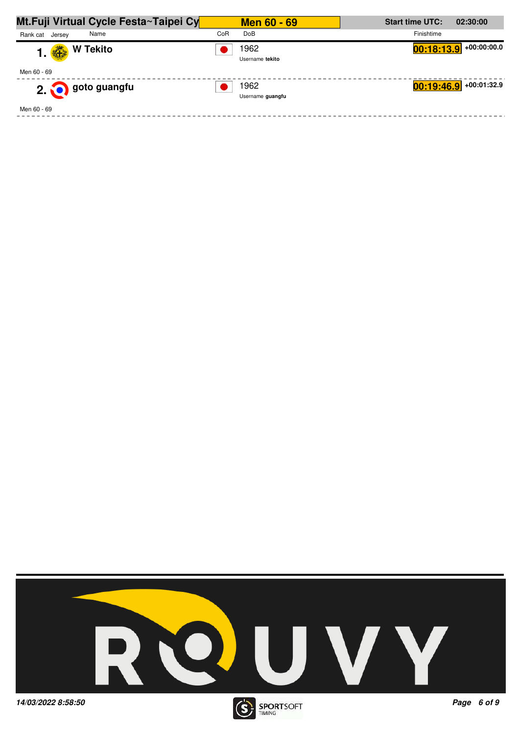## Mt.Fuji Virtual Cycle Festa~Taipei Cy

**Men 60 - 69**

**Start time UTC:** 02:30:00

| Rank cat | Jersey | Name | CoR | DoB | Finishtime | |
|---|---|---|---|---|---|---|
| **1.** | | **W Tekito** | | 1962<br>Username **tekito** | **00:18:13.9** | +00:00:00.0 |
| Men 60 - 69 | | | | | | |
| **2.** | | **goto guangfu** | | 1962<br>Username **guangfu** | **00:19:46.9** | +00:01:32.9 |
| Men 60 - 69 | | | | | | |

ROUVY

*14/03/2022 8:58:50*

SPORTSOFT TIMING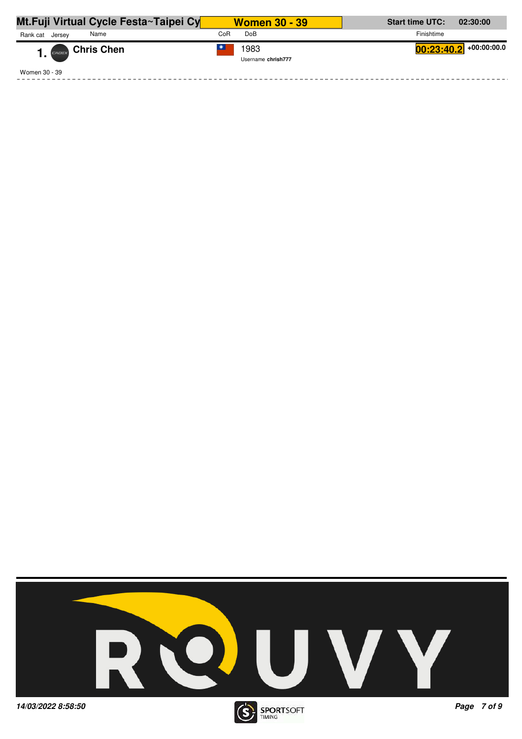**Mt.Fuji Virtual Cycle Festa~Taipei Cy** | **Women 30 - 39** | **Start time UTC: 02:30:00**

| Rank cat | Jersey | Name | CoR | DoB | Finishtime | |
|---|---|---|---|---|---|---|
| **1.** | CADEX | **Chris Chen** | | 1983<br>Username **chrish777** | **00:23:40.2** | **+00:00:00.0** |

Women 30 - 39

ROUVY

*14/03/2022 8:58:50*

SPORTSOFT TIMING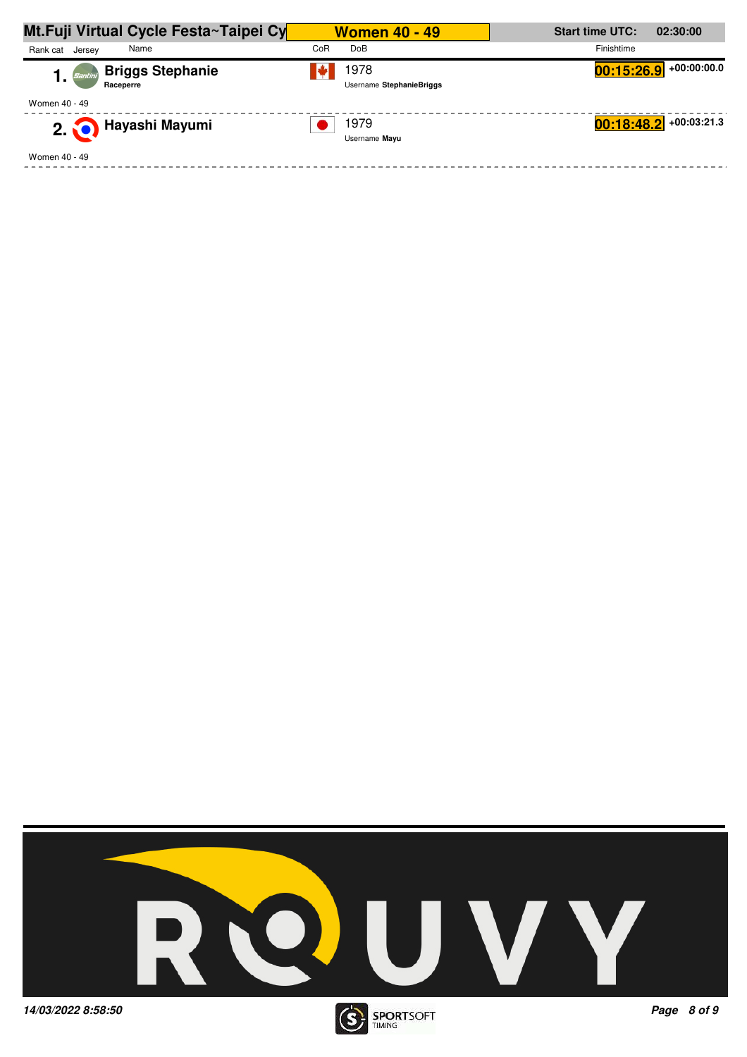# Mt.Fuji Virtual Cycle Festa~Taipei Cy

## Women 40 - 49

**Start time UTC:** 02:30:00

| Rank cat | Jersey | Name | CoR | DoB | Finishtime | |
|---|---|---|---|---|---|---|
| 1. | Santini | **Briggs Stephanie** Raceperre | CAN | 1978 Username **StephanieBriggs** | **00:15:26.9** | +00:00:00.0 |
| Women 40 - 49 | | | | | | |
| 2. | | **Hayashi Mayumi** | JPN | 1979 Username **Mayu** | **00:18:48.2** | +00:03:21.3 |
| Women 40 - 49 | | | | | | |

ROUVY

*14/03/2022 8:58:50*

SPORTSOFT TIMING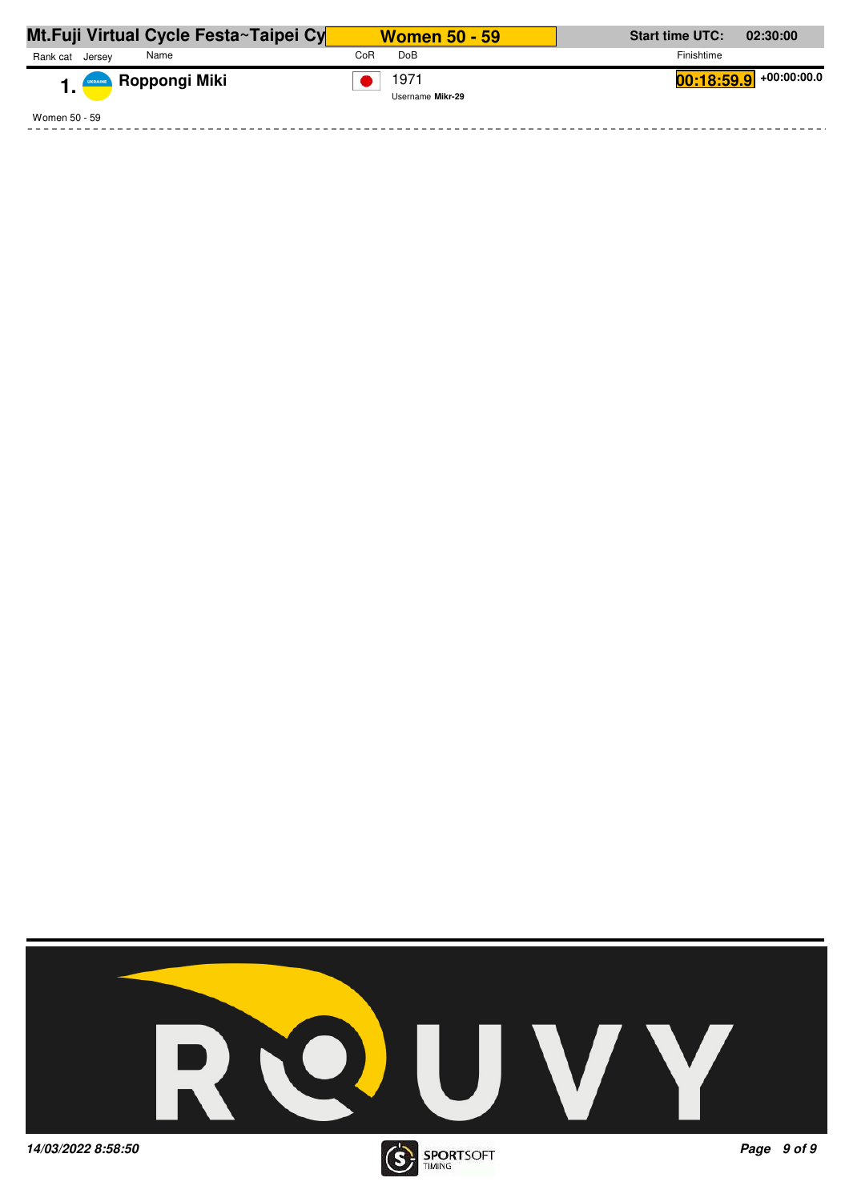## Mt.Fuji Virtual Cycle Festa~Taipei Cy

**Women 50 - 59**

**Start time UTC:** 02:30:00

| Rank cat | Jersey | Name | CoR | DoB | Finishtime | |
|---|---|---|---|---|---|---|
| 1. | UKRAINE | **Roppongi Miki** | | 1971<br>Username **Mikr-29** | **00:18:59.9** | +00:00:00.0 |

Women 50 - 59

ROUVY

*14/03/2022 8:58:50*

SPORTSOFT TIMING